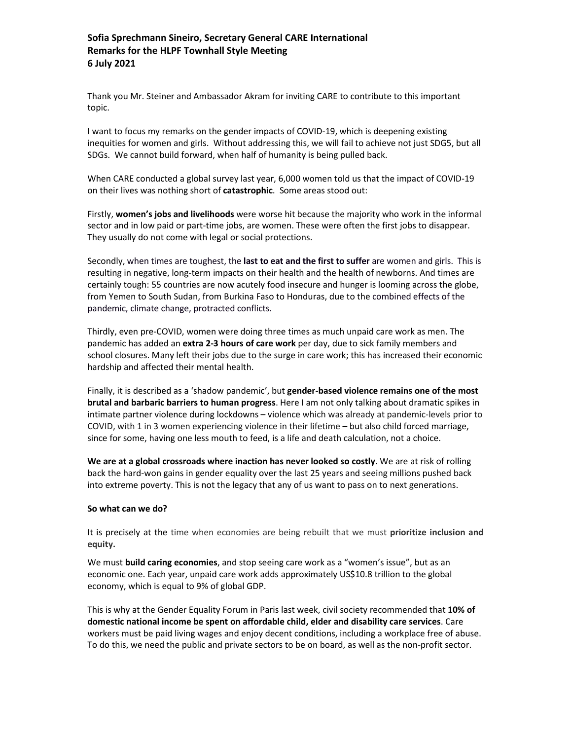**Sofia Sprechmann Sineiro, Secretary General CARE International**
**Remarks for the HLPF Townhall Style Meeting**
**6 July 2021**

Thank you Mr. Steiner and Ambassador Akram for inviting CARE to contribute to this important topic.

I want to focus my remarks on the gender impacts of COVID-19, which is deepening existing inequities for women and girls. Without addressing this, we will fail to achieve not just SDG5, but all SDGs. We cannot build forward, when half of humanity is being pulled back.

When CARE conducted a global survey last year, 6,000 women told us that the impact of COVID-19 on their lives was nothing short of **catastrophic**. Some areas stood out:

Firstly, **women's jobs and livelihoods** were worse hit because the majority who work in the informal sector and in low paid or part-time jobs, are women. These were often the first jobs to disappear. They usually do not come with legal or social protections.

Secondly, when times are toughest, the **last to eat and the first to suffer** are women and girls. This is resulting in negative, long-term impacts on their health and the health of newborns. And times are certainly tough: 55 countries are now acutely food insecure and hunger is looming across the globe, from Yemen to South Sudan, from Burkina Faso to Honduras, due to the combined effects of the pandemic, climate change, protracted conflicts.

Thirdly, even pre-COVID, women were doing three times as much unpaid care work as men. The pandemic has added an **extra 2-3 hours of care work** per day, due to sick family members and school closures. Many left their jobs due to the surge in care work; this has increased their economic hardship and affected their mental health.

Finally, it is described as a 'shadow pandemic', but **gender-based violence remains one of the most brutal and barbaric barriers to human progress**. Here I am not only talking about dramatic spikes in intimate partner violence during lockdowns – violence which was already at pandemic-levels prior to COVID, with 1 in 3 women experiencing violence in their lifetime – but also child forced marriage, since for some, having one less mouth to feed, is a life and death calculation, not a choice.

**We are at a global crossroads where inaction has never looked so costly**. We are at risk of rolling back the hard-won gains in gender equality over the last 25 years and seeing millions pushed back into extreme poverty. This is not the legacy that any of us want to pass on to next generations.

**So what can we do?**

It is precisely at the time when economies are being rebuilt that we must **prioritize inclusion and equity.**

We must **build caring economies**, and stop seeing care work as a "women's issue", but as an economic one. Each year, unpaid care work adds approximately US$10.8 trillion to the global economy, which is equal to 9% of global GDP.

This is why at the Gender Equality Forum in Paris last week, civil society recommended that **10% of domestic national income be spent on affordable child, elder and disability care services**. Care workers must be paid living wages and enjoy decent conditions, including a workplace free of abuse. To do this, we need the public and private sectors to be on board, as well as the non-profit sector.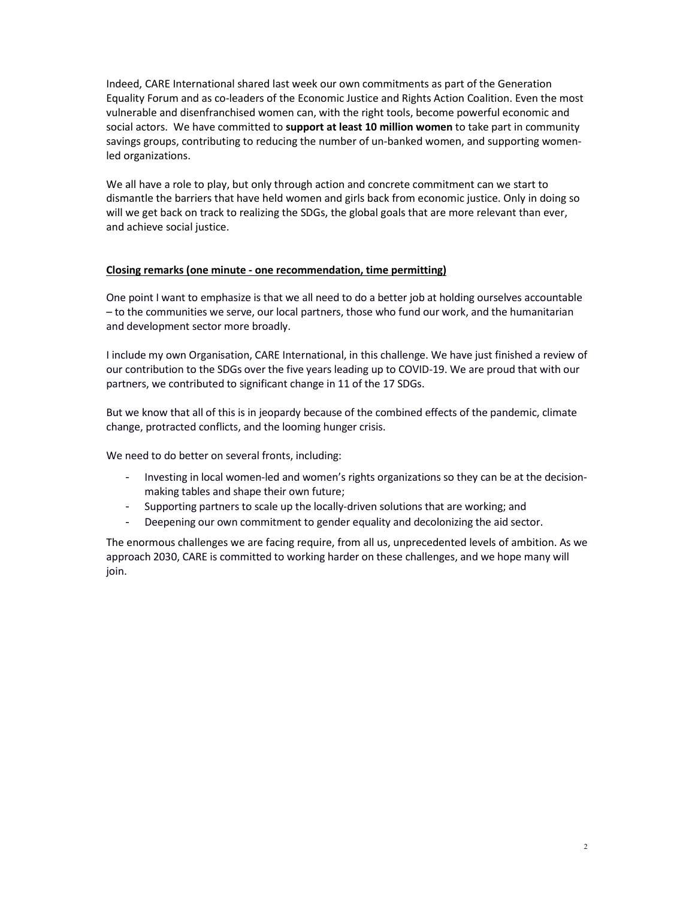Indeed, CARE International shared last week our own commitments as part of the Generation Equality Forum and as co-leaders of the Economic Justice and Rights Action Coalition. Even the most vulnerable and disenfranchised women can, with the right tools, become powerful economic and social actors. We have committed to **support at least 10 million women** to take part in community savings groups, contributing to reducing the number of un-banked women, and supporting women-led organizations.

We all have a role to play, but only through action and concrete commitment can we start to dismantle the barriers that have held women and girls back from economic justice. Only in doing so will we get back on track to realizing the SDGs, the global goals that are more relevant than ever, and achieve social justice.

**Closing remarks (one minute - one recommendation, time permitting)**

One point I want to emphasize is that we all need to do a better job at holding ourselves accountable – to the communities we serve, our local partners, those who fund our work, and the humanitarian and development sector more broadly.

I include my own Organisation, CARE International, in this challenge. We have just finished a review of our contribution to the SDGs over the five years leading up to COVID-19. We are proud that with our partners, we contributed to significant change in 11 of the 17 SDGs.

But we know that all of this is in jeopardy because of the combined effects of the pandemic, climate change, protracted conflicts, and the looming hunger crisis.

We need to do better on several fronts, including:

- Investing in local women-led and women's rights organizations so they can be at the decision-making tables and shape their own future;
- Supporting partners to scale up the locally-driven solutions that are working; and
- Deepening our own commitment to gender equality and decolonizing the aid sector.

The enormous challenges we are facing require, from all us, unprecedented levels of ambition. As we approach 2030, CARE is committed to working harder on these challenges, and we hope many will join.